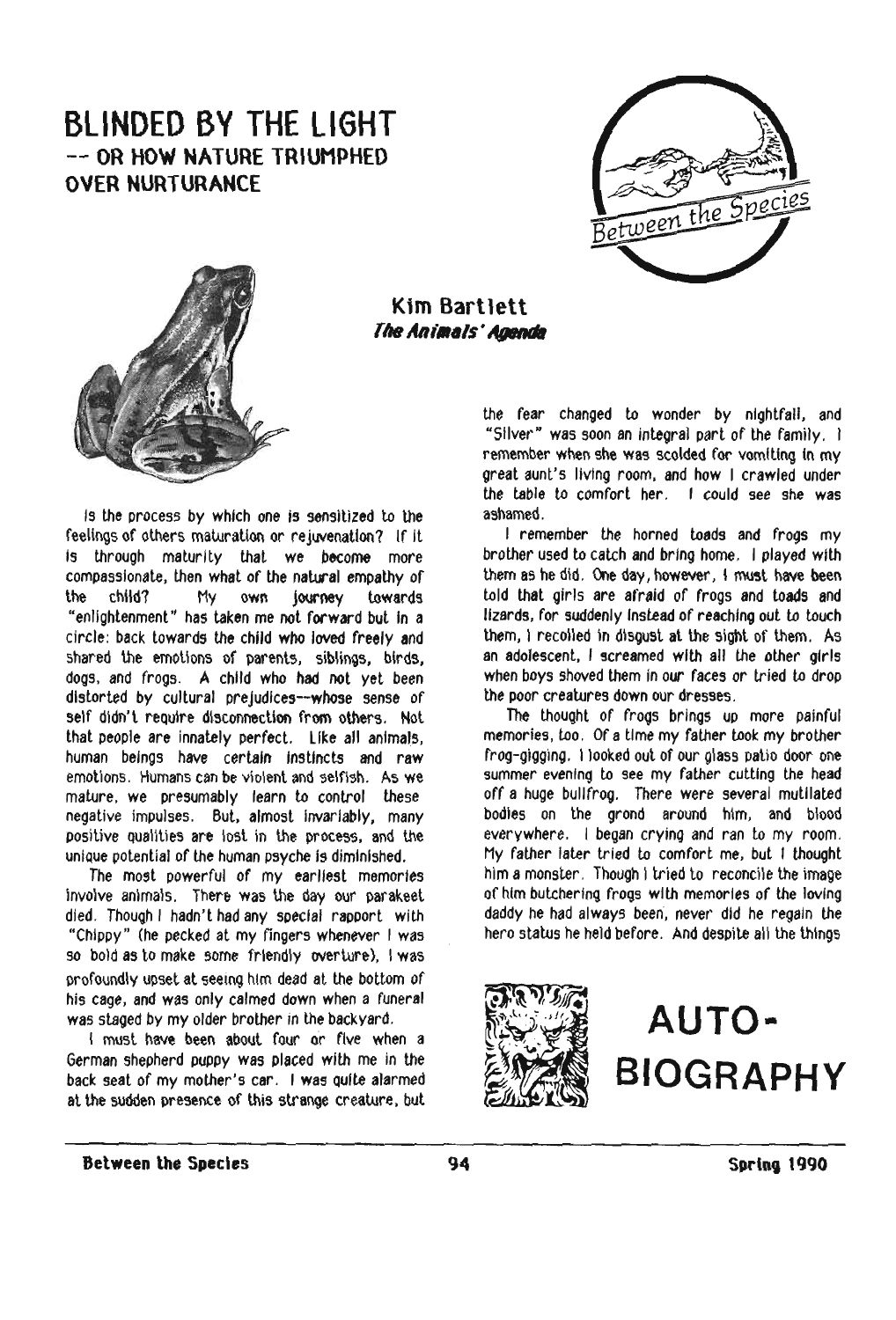# BLINDED BY THE LIGHT
## -- OR HOW NATURE TRIUMPHED OVER NURTURANCE

**Kim Bartlett**
***The Animals' Agenda***

Is the process by which one is sensitized to the feelings of others maturation or rejuvenation? If it is through maturity that we become more compassionate, then what of the natural empathy of the child? My own journey towards "enlightenment" has taken me not forward but in a circle: back towards the child who loved freely and shared the emotions of parents, siblings, birds, dogs, and frogs. A child who had not yet been distorted by cultural prejudices--whose sense of self didn't require disconnection from others. Not that people are innately perfect. Like all animals, human beings have certain instincts and raw emotions. Humans can be violent and selfish. As we mature, we presumably learn to control these negative impulses. But, almost invariably, many positive qualities are lost in the process, and the unique potential of the human psyche is diminished.

The most powerful of my earliest memories involve animals. There was the day our parakeet died. Though I hadn't had any special rapport with "Chippy" (he pecked at my fingers whenever I was so bold as to make some friendly overture), I was profoundly upset at seeing him dead at the bottom of his cage, and was only calmed down when a funeral was staged by my older brother in the backyard.

I must have been about four or five when a German shepherd puppy was placed with me in the back seat of my mother's car. I was quite alarmed at the sudden presence of this strange creature, but the fear changed to wonder by nightfall, and "Silver" was soon an integral part of the family. I remember when she was scolded for vomiting in my great aunt's living room, and how I crawled under the table to comfort her. I could see she was ashamed.

I remember the horned toads and frogs my brother used to catch and bring home. I played with them as he did. One day, however, I must have been told that girls are afraid of frogs and toads and lizards, for suddenly instead of reaching out to touch them, I recoiled in disgust at the sight of them. As an adolescent, I screamed with all the other girls when boys shoved them in our faces or tried to drop the poor creatures down our dresses.

The thought of frogs brings up more painful memories, too. Of a time my father took my brother frog-gigging. I looked out of our glass patio door one summer evening to see my father cutting the head off a huge bullfrog. There were several mutilated bodies on the grond around him, and blood everywhere. I began crying and ran to my room. My father later tried to comfort me, but I thought him a monster. Though I tried to reconcile the image of him butchering frogs with memories of the loving daddy he had always been, never did he regain the hero status he held before. And despite all the things

# AUTO-BIOGRAPHY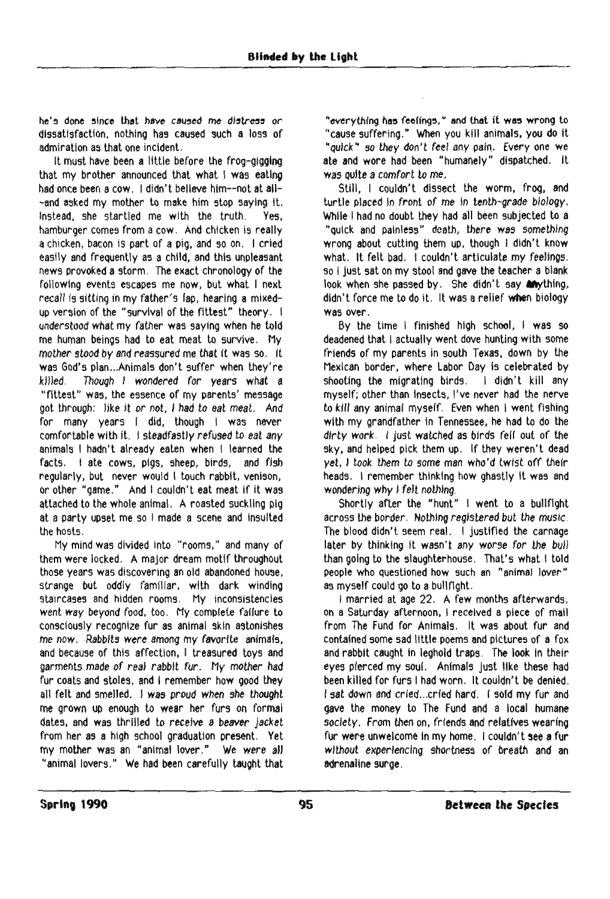he's done since that have caused me distress or dissatisfaction, nothing has caused such a loss of admiration as that one incident.

It must have been a little before the frog-gigging that my brother announced that what I was eating had once been a cow. I didn't believe him--not at all--and asked my mother to make him stop saying it. Instead, she startled me with the truth. Yes, hamburger comes from a cow. And chicken is really a chicken, bacon is part of a pig, and so on. I cried easily and frequently as a child, and this unpleasant news provoked a storm. The exact chronology of the following events escapes me now, but what I next recall is sitting in my father's lap, hearing a mixed-up version of the "survival of the fittest" theory. I understood what my father was saying when he told me human beings had to eat meat to survive. My mother stood by and reassured me that it was so. It was God's plan...Animals don't suffer when they're killed. Though I wondered for years what a "fittest" was, the essence of my parents' message got through: like it or not, I had to eat meat. And for many years I did, though I was never comfortable with it. I steadfastly refused to eat any animals I hadn't already eaten when I learned the facts. I ate cows, pigs, sheep, birds, and fish regularly, but never would I touch rabbit, venison, or other "game." And I couldn't eat meat if it was attached to the whole animal. A roasted suckling pig at a party upset me so I made a scene and insulted the hosts.

My mind was divided into "rooms," and many of them were locked. A major dream motif throughout those years was discovering an old abandoned house, strange but oddly familiar, with dark winding staircases and hidden rooms. My inconsistencies went way beyond food, too. My complete failure to consciously recognize fur as animal skin astonishes me now. Rabbits were among my favorite animals, and because of this affection, I treasured toys and garments made of real rabbit fur. My mother had fur coats and stoles, and I remember how good they all felt and smelled. I was proud when she thought me grown up enough to wear her furs on formal dates, and was thrilled to receive a beaver jacket from her as a high school graduation present. Yet my mother was an "animal lover." We were all "animal lovers." We had been carefully taught that "everything has feelings," and that it was wrong to "cause suffering." When you kill animals, you do it "quick" so they don't feel any pain. Every one we ate and wore had been "humanely" dispatched. It was quite a comfort to me.

Still, I couldn't dissect the worm, frog, and turtle placed in front of me in tenth-grade biology. While I had no doubt they had all been subjected to a "quick and painless" death, there was something wrong about cutting them up, though I didn't know what. It felt bad. I couldn't articulate my feelings, so I just sat on my stool and gave the teacher a blank look when she passed by. She didn't say anything, didn't force me to do it. It was a relief when biology was over.

By the time I finished high school, I was so deadened that I actually went dove hunting with some friends of my parents in south Texas, down by the Mexican border, where Labor Day is celebrated by shooting the migrating birds. I didn't kill any myself; other than insects, I've never had the nerve to kill any animal myself. Even when I went fishing with my grandfather in Tennessee, he had to do the dirty work. I just watched as birds fell out of the sky, and helped pick them up. If they weren't dead yet, I took them to some man who'd twist off their heads. I remember thinking how ghastly it was and wondering why I felt nothing.

Shortly after the "hunt" I went to a bullfight across the border. Nothing registered but the music. The blood didn't seem real. I justified the carnage later by thinking it wasn't any worse for the bull than going to the slaughterhouse. That's what I told people who questioned how such an "animal lover" as myself could go to a bullfight.

I married at age 22. A few months afterwards, on a Saturday afternoon, I received a piece of mail from The Fund for Animals. It was about fur and contained some sad little poems and pictures of a fox and rabbit caught in leghold traps. The look in their eyes pierced my soul. Animals just like these had been killed for furs I had worn. It couldn't be denied. I sat down and cried...cried hard. I sold my fur and gave the money to The Fund and a local humane society. From then on, friends and relatives wearing fur were unwelcome in my home. I couldn't see a fur without experiencing shortness of breath and an adrenaline surge.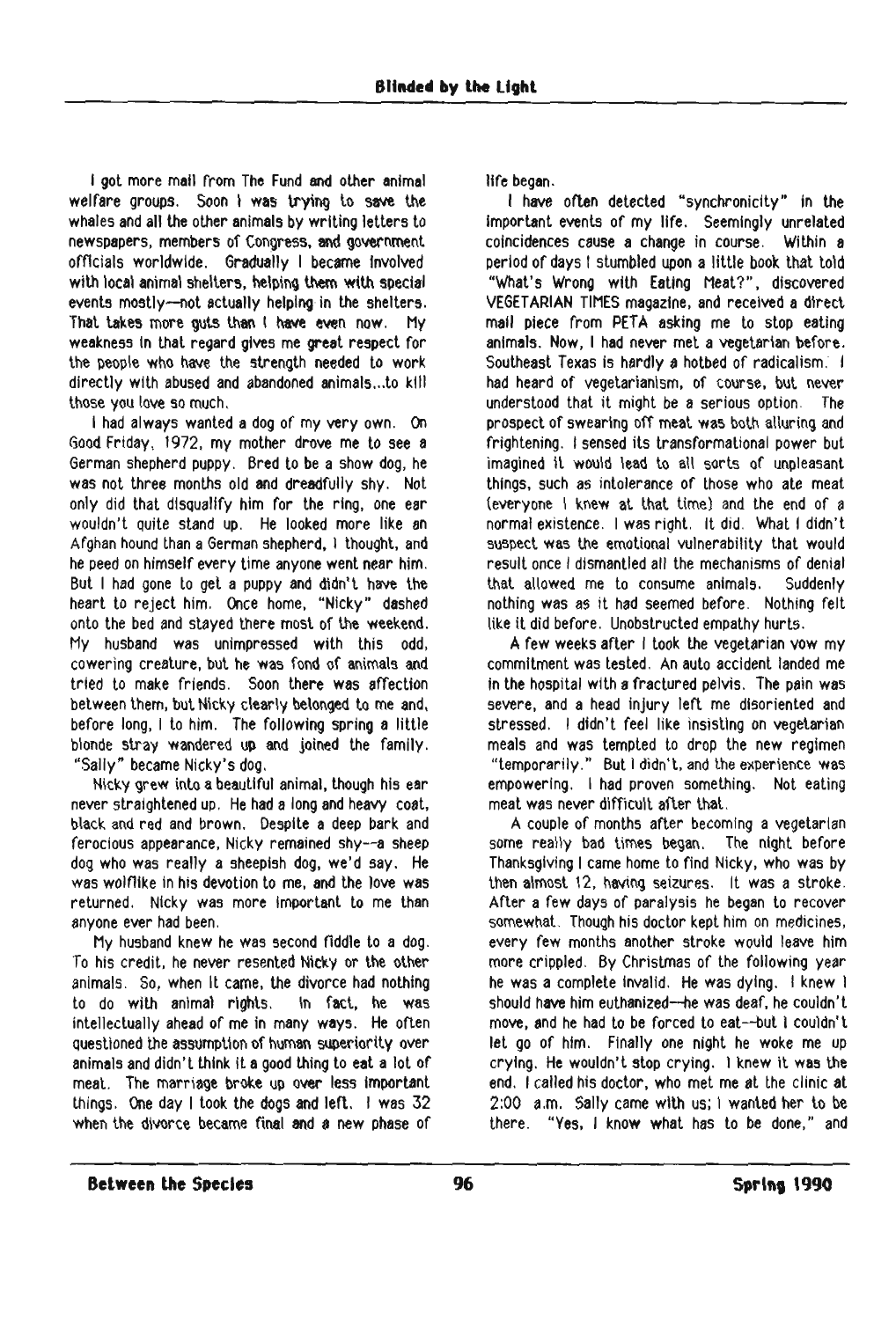I got more mail from The Fund and other animal welfare groups. Soon I was trying to save the whales and all the other animals by writing letters to newspapers, members of Congress, and government officials worldwide. Gradually I became involved with local animal shelters, helping them with special events mostly—not actually helping in the shelters. That takes more guts than I have even now. My weakness in that regard gives me great respect for the people who have the strength needed to work directly with abused and abandoned animals...to kill those you love so much.

I had always wanted a dog of my very own. On Good Friday, 1972, my mother drove me to see a German shepherd puppy. Bred to be a show dog, he was not three months old and dreadfully shy. Not only did that disqualify him for the ring, one ear wouldn't quite stand up. He looked more like an Afghan hound than a German shepherd, I thought, and he peed on himself every time anyone went near him. But I had gone to get a puppy and didn't have the heart to reject him. Once home, "Nicky" dashed onto the bed and stayed there most of the weekend. My husband was unimpressed with this odd, cowering creature, but he was fond of animals and tried to make friends. Soon there was affection between them, but Nicky clearly belonged to me and, before long, I to him. The following spring a little blonde stray wandered up and joined the family. "Sally" became Nicky's dog.

Nicky grew into a beautiful animal, though his ear never straightened up. He had a long and heavy coat, black and red and brown. Despite a deep bark and ferocious appearance, Nicky remained shy--a sheep dog who was really a sheepish dog, we'd say. He was wolflike in his devotion to me, and the love was returned. Nicky was more important to me than anyone ever had been.

My husband knew he was second fiddle to a dog. To his credit, he never resented Nicky or the other animals. So, when it came, the divorce had nothing to do with animal rights. In fact, he was intellectually ahead of me in many ways. He often questioned the assumption of human superiority over animals and didn't think it a good thing to eat a lot of meat. The marriage broke up over less important things. One day I took the dogs and left. I was 32 when the divorce became final and a new phase of life began.

I have often detected "synchronicity" in the important events of my life. Seemingly unrelated coincidences cause a change in course. Within a period of days I stumbled upon a little book that told "What's Wrong with Eating Meat?", discovered VEGETARIAN TIMES magazine, and received a direct mail piece from PETA asking me to stop eating animals. Now, I had never met a vegetarian before. Southeast Texas is hardly a hotbed of radicalism. I had heard of vegetarianism, of course, but never understood that it might be a serious option. The prospect of swearing off meat was both alluring and frightening. I sensed its transformational power but imagined it would lead to all sorts of unpleasant things, such as intolerance of those who ate meat (everyone I knew at that time) and the end of a normal existence. I was right. It did. What I didn't suspect was the emotional vulnerability that would result once I dismantled all the mechanisms of denial that allowed me to consume animals. Suddenly nothing was as it had seemed before. Nothing felt like it did before. Unobstructed empathy hurts.

A few weeks after I took the vegetarian vow my commitment was tested. An auto accident landed me in the hospital with a fractured pelvis. The pain was severe, and a head injury left me disoriented and stressed. I didn't feel like insisting on vegetarian meals and was tempted to drop the new regimen "temporarily." But I didn't, and the experience was empowering. I had proven something. Not eating meat was never difficult after that.

A couple of months after becoming a vegetarian some really bad times began. The night before Thanksgiving I came home to find Nicky, who was by then almost 12, having seizures. It was a stroke. After a few days of paralysis he began to recover somewhat. Though his doctor kept him on medicines, every few months another stroke would leave him more crippled. By Christmas of the following year he was a complete invalid. He was dying. I knew I should have him euthanized—he was deaf, he couldn't move, and he had to be forced to eat--but I couldn't let go of him. Finally one night he woke me up crying. He wouldn't stop crying. I knew it was the end. I called his doctor, who met me at the clinic at 2:00 a.m. Sally came with us; I wanted her to be there. "Yes, I know what has to be done," and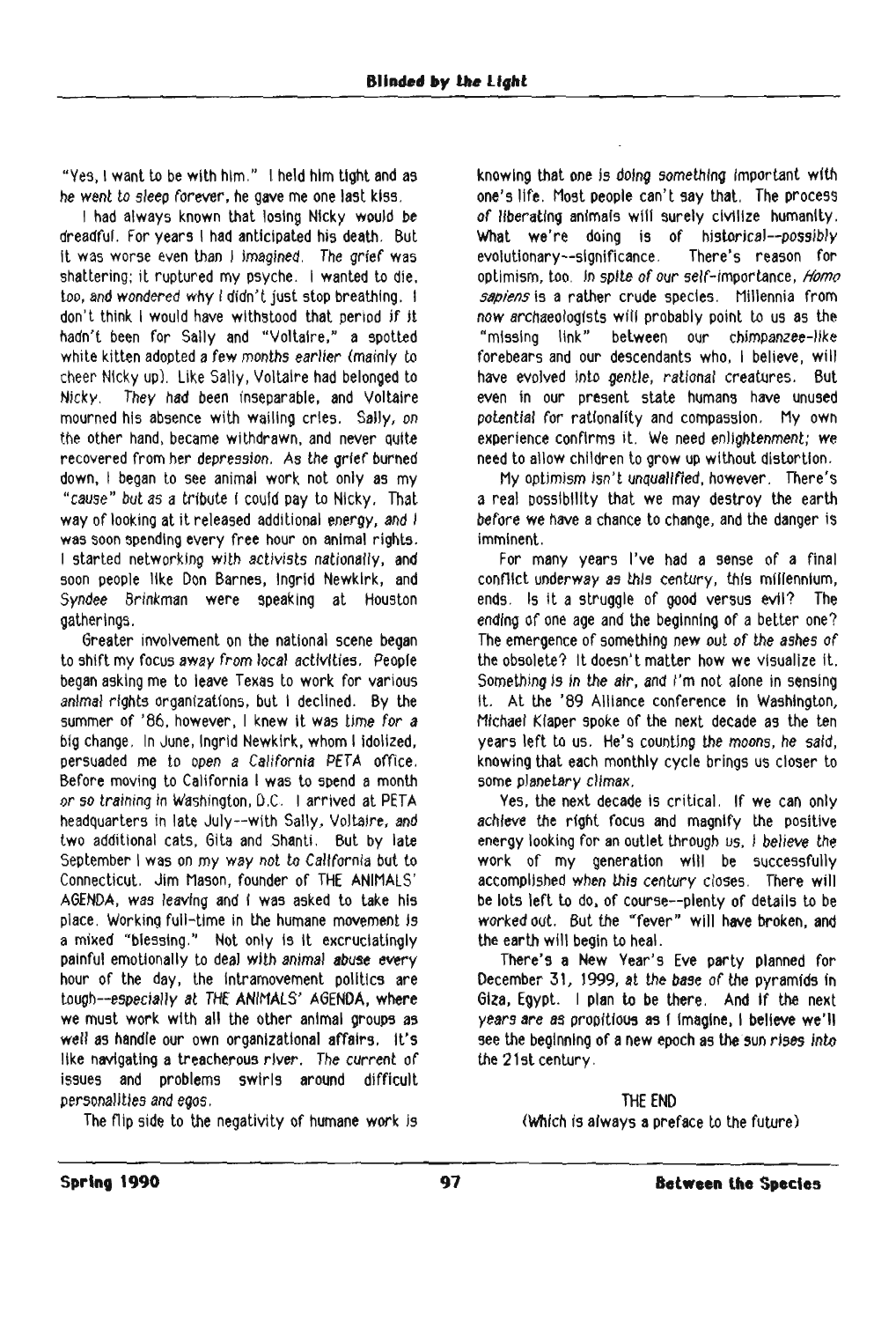"Yes, I want to be with him." I held him tight and as he went to sleep forever, he gave me one last kiss.

I had always known that losing Nicky would be dreadful. For years I had anticipated his death. But it was worse even than I imagined. The grief was shattering; it ruptured my psyche. I wanted to die, too, and wondered why I didn't just stop breathing. I don't think I would have withstood that period if it hadn't been for Sally and "Voltaire," a spotted white kitten adopted a few months earlier (mainly to cheer Nicky up). Like Sally, Voltaire had belonged to Nicky. They had been inseparable, and Voltaire mourned his absence with wailing cries. Sally, on the other hand, became withdrawn, and never quite recovered from her depression. As the grief burned down, I began to see animal work not only as my "cause" but as a tribute I could pay to Nicky. That way of looking at it released additional energy, and I was soon spending every free hour on animal rights. I started networking with activists nationally, and soon people like Don Barnes, Ingrid Newkirk, and Syndee Brinkman were speaking at Houston gatherings.

Greater involvement on the national scene began to shift my focus away from local activities. People began asking me to leave Texas to work for various animal rights organizations, but I declined. By the summer of '86, however, I knew it was time for a big change. In June, Ingrid Newkirk, whom I idolized, persuaded me to open a California PETA office. Before moving to California I was to spend a month or so training in Washington, D.C. I arrived at PETA headquarters in late July--with Sally, Voltaire, and two additional cats, Gita and Shanti. But by late September I was on my way not to California but to Connecticut. Jim Mason, founder of THE ANIMALS' AGENDA, was leaving and I was asked to take his place. Working full-time in the humane movement is a mixed "blessing." Not only is it excruciatingly painful emotionally to deal with animal abuse every hour of the day, the intramovement politics are tough--especially at THE ANIMALS' AGENDA, where we must work with all the other animal groups as well as handle our own organizational affairs. It's like navigating a treacherous river. The current of issues and problems swirls around difficult personalities and egos.

The flip side to the negativity of humane work is knowing that one is doing something important with one's life. Most people can't say that. The process of liberating animals will surely civilize humanity. What we're doing is of historical--possibly evolutionary--significance. There's reason for optimism, too. In spite of our self-importance, *Homo sapiens* is a rather crude species. Millennia from now archaeologists will probably point to us as the "missing link" between our chimpanzee-like forebears and our descendants who, I believe, will have evolved into gentle, rational creatures. But even in our present state humans have unused potential for rationality and compassion. My own experience confirms it. We need enlightenment; we need to allow children to grow up without distortion.

My optimism isn't unqualified, however. There's a real possibility that we may destroy the earth before we have a chance to change, and the danger is imminent.

For many years I've had a sense of a final conflict underway as this century, this millennium, ends. Is it a struggle of good versus evil? The ending of one age and the beginning of a better one? The emergence of something new out of the ashes of the obsolete? It doesn't matter how we visualize it. Something is in the air, and I'm not alone in sensing it. At the '89 Alliance conference in Washington, Michael Klaper spoke of the next decade as the ten years left to us. He's counting the moons, he said, knowing that each monthly cycle brings us closer to some planetary climax.

Yes, the next decade is critical. If we can only achieve the right focus and magnify the positive energy looking for an outlet through us, I believe the work of my generation will be successfully accomplished when this century closes. There will be lots left to do, of course--plenty of details to be worked out. But the "fever" will have broken, and the earth will begin to heal.

There's a New Year's Eve party planned for December 31, 1999, at the base of the pyramids in Giza, Egypt. I plan to be there. And if the next years are as propitious as I imagine, I believe we'll see the beginning of a new epoch as the sun rises into the 21st century.

THE END
(Which is always a preface to the future)